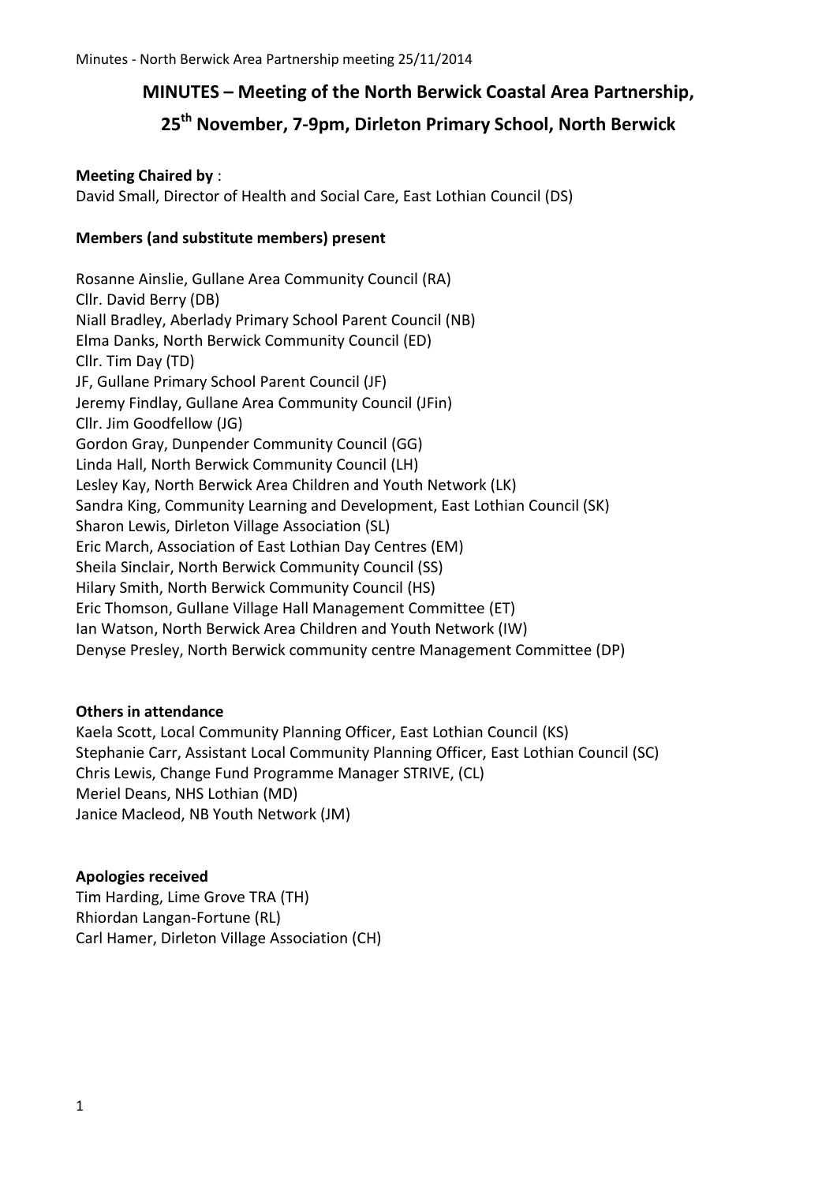# MINUTES – Meeting of the North Berwick Coastal Area Partnership, 25th November, 7-9pm, Dirleton Primary School, North Berwick

**Meeting Chaired by** :
David Small, Director of Health and Social Care, East Lothian Council (DS)

**Members (and substitute members) present**

Rosanne Ainslie, Gullane Area Community Council (RA)
Cllr. David Berry (DB)
Niall Bradley, Aberlady Primary School Parent Council (NB)
Elma Danks, North Berwick Community Council (ED)
Cllr. Tim Day (TD)
JF, Gullane Primary School Parent Council (JF)
Jeremy Findlay, Gullane Area Community Council (JFin)
Cllr. Jim Goodfellow (JG)
Gordon Gray, Dunpender Community Council (GG)
Linda Hall, North Berwick Community Council (LH)
Lesley Kay, North Berwick Area Children and Youth Network (LK)
Sandra King, Community Learning and Development, East Lothian Council (SK)
Sharon Lewis, Dirleton Village Association (SL)
Eric March, Association of East Lothian Day Centres (EM)
Sheila Sinclair, North Berwick Community Council (SS)
Hilary Smith, North Berwick Community Council (HS)
Eric Thomson, Gullane Village Hall Management Committee (ET)
Ian Watson, North Berwick Area Children and Youth Network (IW)
Denyse Presley, North Berwick community centre Management Committee (DP)

**Others in attendance**
Kaela Scott, Local Community Planning Officer, East Lothian Council (KS)
Stephanie Carr, Assistant Local Community Planning Officer, East Lothian Council (SC)
Chris Lewis, Change Fund Programme Manager STRIVE, (CL)
Meriel Deans, NHS Lothian (MD)
Janice Macleod, NB Youth Network (JM)

**Apologies received**
Tim Harding, Lime Grove TRA (TH)
Rhiordan Langan-Fortune (RL)
Carl Hamer, Dirleton Village Association (CH)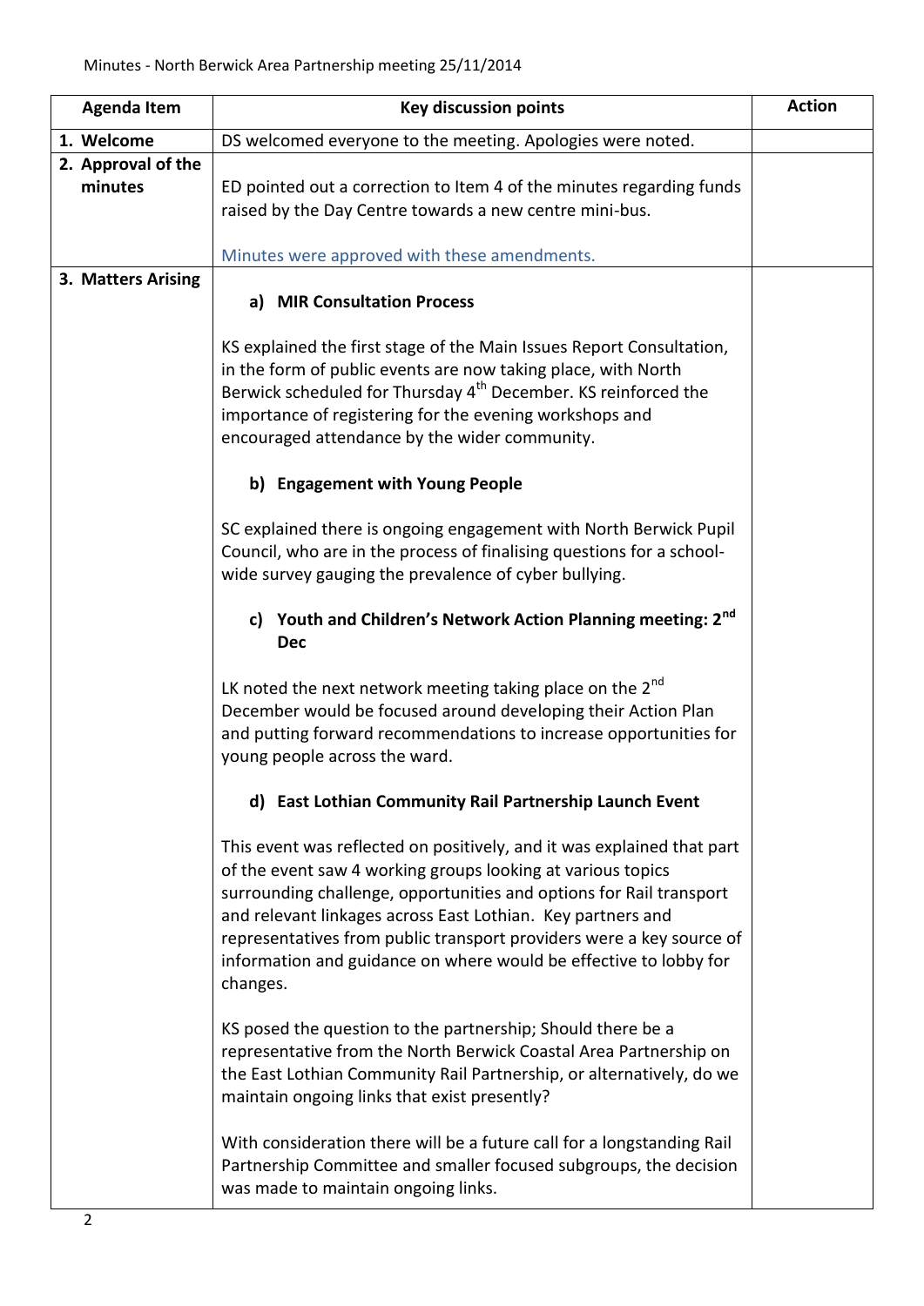Minutes - North Berwick Area Partnership meeting 25/11/2014

| Agenda Item | Key discussion points | Action |
|---|---|---|
| **1. Welcome** | DS welcomed everyone to the meeting. Apologies were noted. | |
| **2. Approval of the minutes** | ED pointed out a correction to Item 4 of the minutes regarding funds raised by the Day Centre towards a new centre mini-bus.<br><br>Minutes were approved with these amendments. | |
| **3. Matters Arising** | **a) MIR Consultation Process**<br><br>KS explained the first stage of the Main Issues Report Consultation, in the form of public events are now taking place, with North Berwick scheduled for Thursday 4th December. KS reinforced the importance of registering for the evening workshops and encouraged attendance by the wider community.<br><br>**b) Engagement with Young People**<br><br>SC explained there is ongoing engagement with North Berwick Pupil Council, who are in the process of finalising questions for a school-wide survey gauging the prevalence of cyber bullying.<br><br>**c) Youth and Children's Network Action Planning meeting: 2nd Dec**<br><br>LK noted the next network meeting taking place on the 2nd December would be focused around developing their Action Plan and putting forward recommendations to increase opportunities for young people across the ward.<br><br>**d) East Lothian Community Rail Partnership Launch Event**<br><br>This event was reflected on positively, and it was explained that part of the event saw 4 working groups looking at various topics surrounding challenge, opportunities and options for Rail transport and relevant linkages across East Lothian. Key partners and representatives from public transport providers were a key source of information and guidance on where would be effective to lobby for changes.<br><br>KS posed the question to the partnership; Should there be a representative from the North Berwick Coastal Area Partnership on the East Lothian Community Rail Partnership, or alternatively, do we maintain ongoing links that exist presently?<br><br>With consideration there will be a future call for a longstanding Rail Partnership Committee and smaller focused subgroups, the decision was made to maintain ongoing links. | |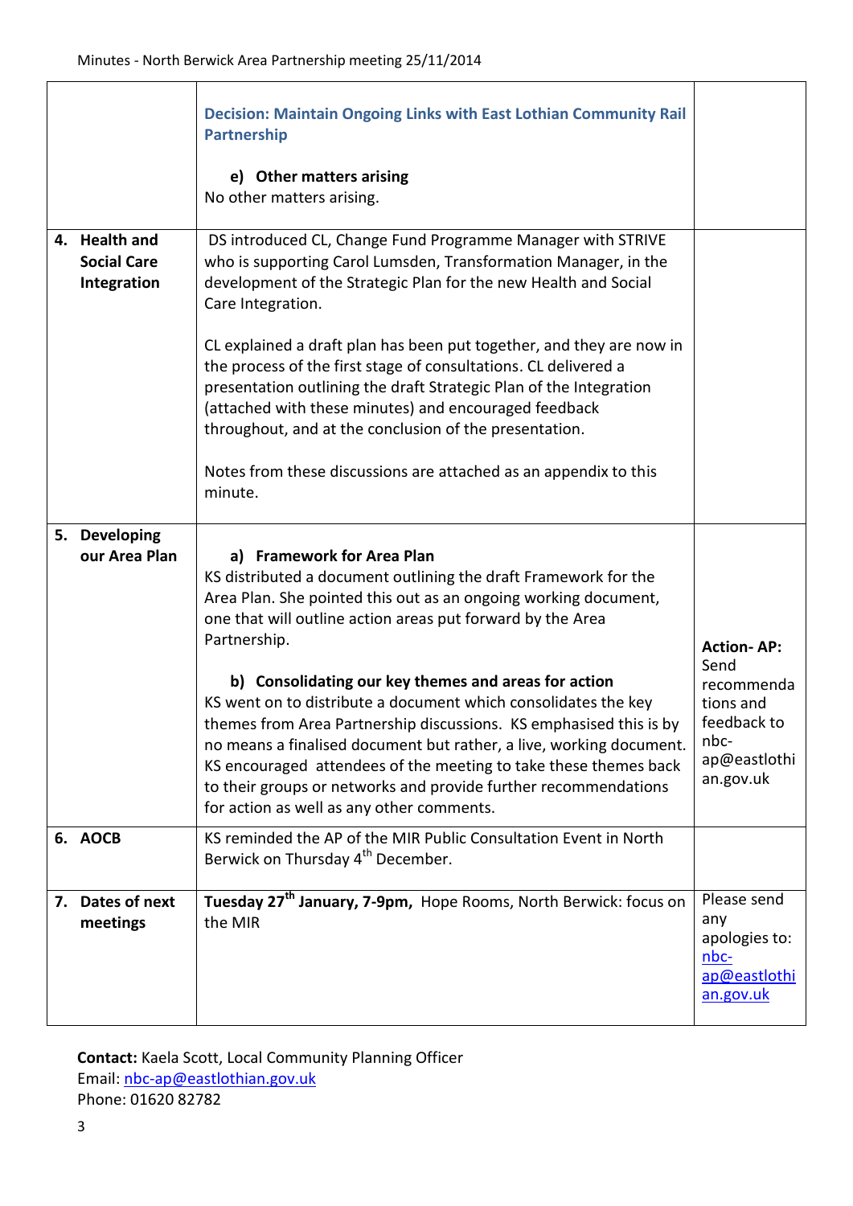| | | |
|---|---|---|
| | **Decision: Maintain Ongoing Links with East Lothian Community Rail Partnership**<br><br>**e) Other matters arising**<br>No other matters arising. | |
| **4. Health and Social Care Integration** | DS introduced CL, Change Fund Programme Manager with STRIVE who is supporting Carol Lumsden, Transformation Manager, in the development of the Strategic Plan for the new Health and Social Care Integration.<br><br>CL explained a draft plan has been put together, and they are now in the process of the first stage of consultations. CL delivered a presentation outlining the draft Strategic Plan of the Integration (attached with these minutes) and encouraged feedback throughout, and at the conclusion of the presentation.<br><br>Notes from these discussions are attached as an appendix to this minute. | |
| **5. Developing our Area Plan** | **a) Framework for Area Plan**<br>KS distributed a document outlining the draft Framework for the Area Plan. She pointed this out as an ongoing working document, one that will outline action areas put forward by the Area Partnership.<br><br>**b) Consolidating our key themes and areas for action**<br>KS went on to distribute a document which consolidates the key themes from Area Partnership discussions. KS emphasised this is by no means a finalised document but rather, a live, working document. KS encouraged attendees of the meeting to take these themes back to their groups or networks and provide further recommendations for action as well as any other comments. | **Action- AP:** Send recommendations and feedback to nbc-ap@eastlothian.gov.uk |
| **6. AOCB** | KS reminded the AP of the MIR Public Consultation Event in North Berwick on Thursday 4th December. | |
| **7. Dates of next meetings** | **Tuesday 27th January, 7-9pm,** Hope Rooms, North Berwick: focus on the MIR | Please send any apologies to: nbc-ap@eastlothian.gov.uk |

**Contact:** Kaela Scott, Local Community Planning Officer
Email: nbc-ap@eastlothian.gov.uk
Phone: 01620 82782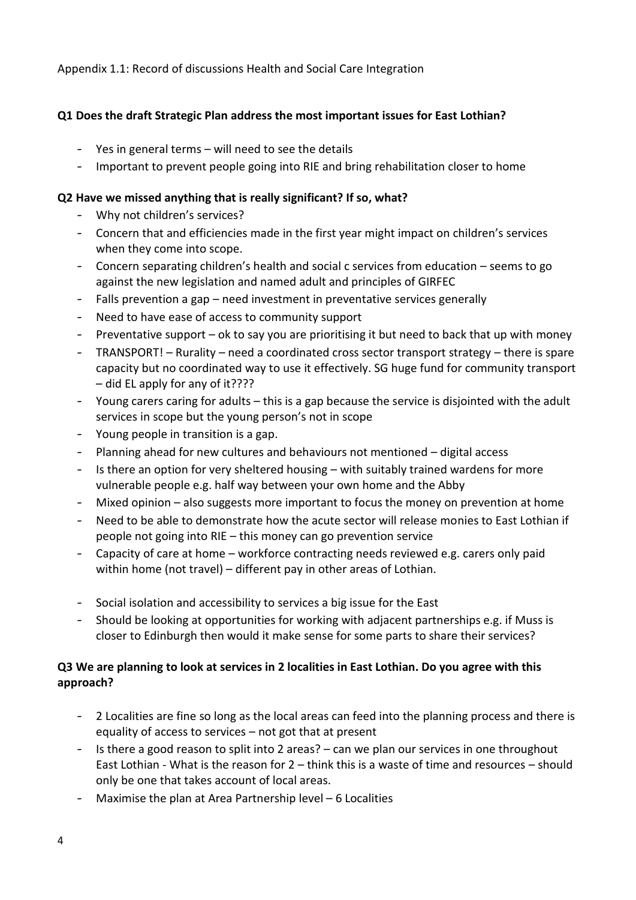Appendix 1.1: Record of discussions Health and Social Care Integration

**Q1 Does the draft Strategic Plan address the most important issues for East Lothian?**

- Yes in general terms – will need to see the details
- Important to prevent people going into RIE and bring rehabilitation closer to home

**Q2 Have we missed anything that is really significant? If so, what?**

- Why not children's services?
- Concern that and efficiencies made in the first year might impact on children's services when they come into scope.
- Concern separating children's health and social c services from education – seems to go against the new legislation and named adult and principles of GIRFEC
- Falls prevention a gap – need investment in preventative services generally
- Need to have ease of access to community support
- Preventative support – ok to say you are prioritising it but need to back that up with money
- TRANSPORT! – Rurality – need a coordinated cross sector transport strategy – there is spare capacity but no coordinated way to use it effectively. SG huge fund for community transport – did EL apply for any of it????
- Young carers caring for adults – this is a gap because the service is disjointed with the adult services in scope but the young person's not in scope
- Young people in transition is a gap.
- Planning ahead for new cultures and behaviours not mentioned – digital access
- Is there an option for very sheltered housing – with suitably trained wardens for more vulnerable people e.g. half way between your own home and the Abby
- Mixed opinion – also suggests more important to focus the money on prevention at home
- Need to be able to demonstrate how the acute sector will release monies to East Lothian if people not going into RIE – this money can go prevention service
- Capacity of care at home – workforce contracting needs reviewed e.g. carers only paid within home (not travel) – different pay in other areas of Lothian.
- Social isolation and accessibility to services a big issue for the East
- Should be looking at opportunities for working with adjacent partnerships e.g. if Muss is closer to Edinburgh then would it make sense for some parts to share their services?

**Q3 We are planning to look at services in 2 localities in East Lothian. Do you agree with this approach?**

- 2 Localities are fine so long as the local areas can feed into the planning process and there is equality of access to services – not got that at present
- Is there a good reason to split into 2 areas? – can we plan our services in one throughout East Lothian - What is the reason for 2 – think this is a waste of time and resources – should only be one that takes account of local areas.
- Maximise the plan at Area Partnership level – 6 Localities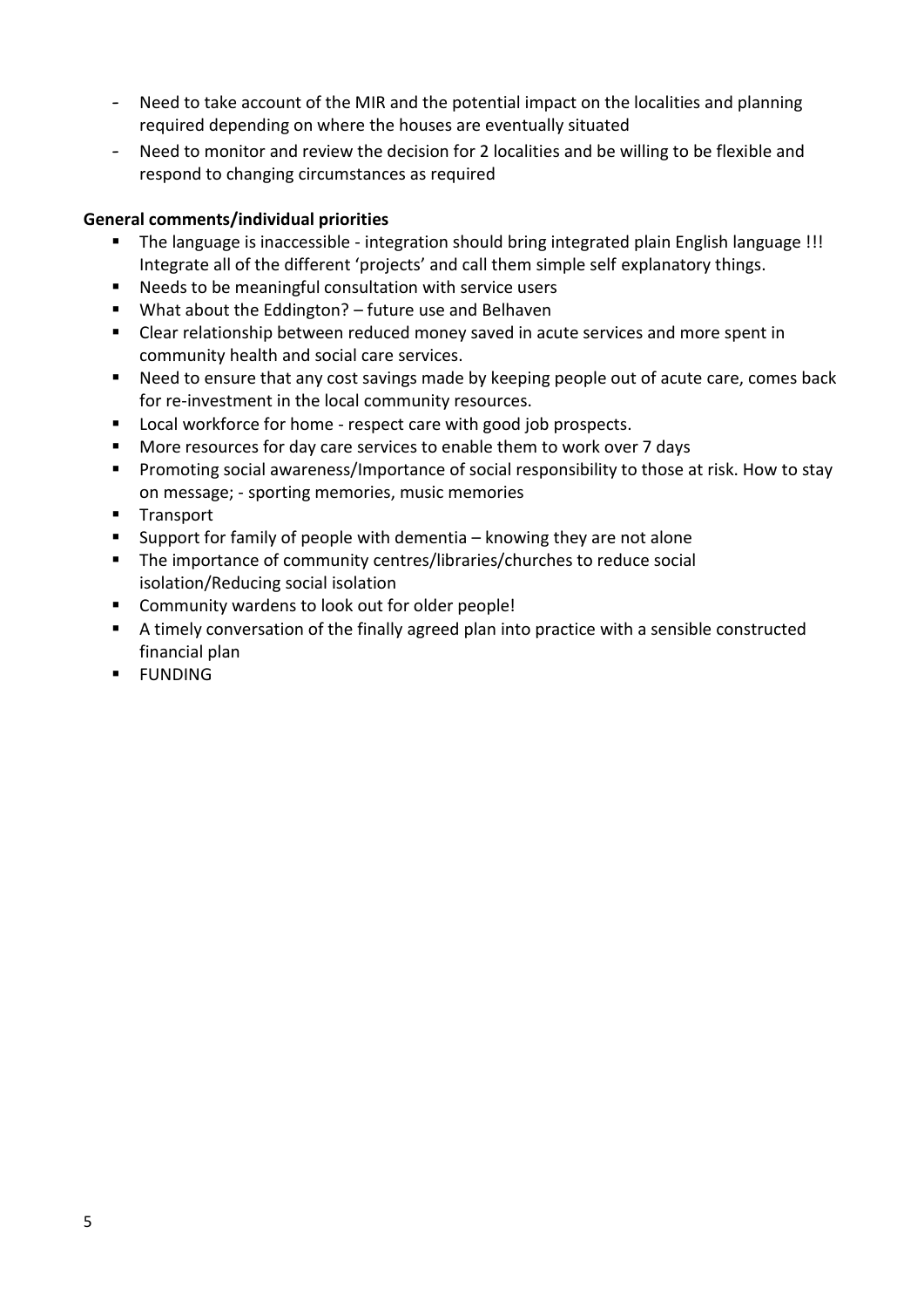- Need to take account of the MIR and the potential impact on the localities and planning required depending on where the houses are eventually situated
- Need to monitor and review the decision for 2 localities and be willing to be flexible and respond to changing circumstances as required

**General comments/individual priorities**

- The language is inaccessible - integration should bring integrated plain English language !!! Integrate all of the different 'projects' and call them simple self explanatory things.
- Needs to be meaningful consultation with service users
- What about the Eddington? – future use and Belhaven
- Clear relationship between reduced money saved in acute services and more spent in community health and social care services.
- Need to ensure that any cost savings made by keeping people out of acute care, comes back for re-investment in the local community resources.
- Local workforce for home - respect care with good job prospects.
- More resources for day care services to enable them to work over 7 days
- Promoting social awareness/Importance of social responsibility to those at risk. How to stay on message; - sporting memories, music memories
- Transport
- Support for family of people with dementia – knowing they are not alone
- The importance of community centres/libraries/churches to reduce social isolation/Reducing social isolation
- Community wardens to look out for older people!
- A timely conversation of the finally agreed plan into practice with a sensible constructed financial plan
- FUNDING